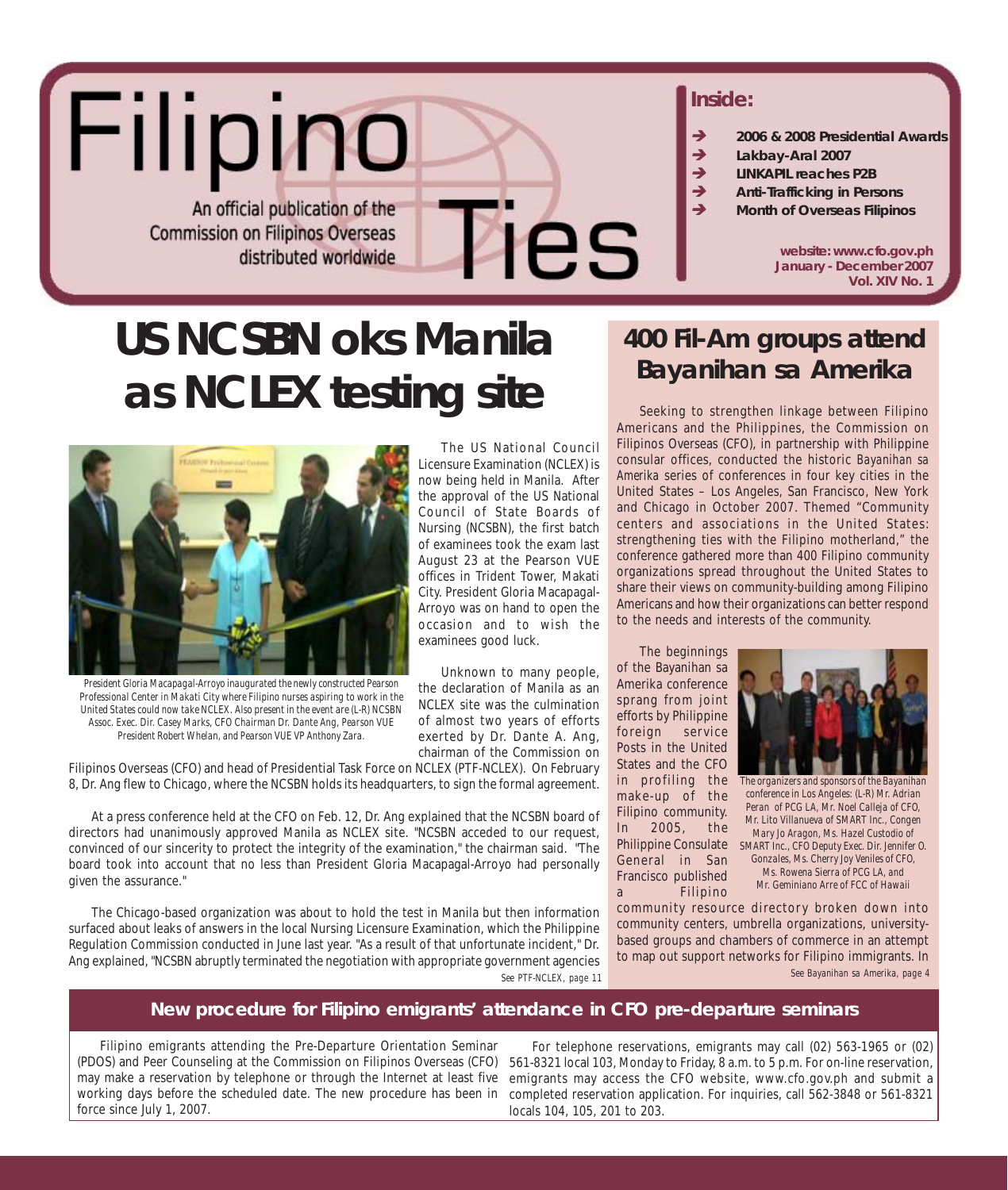# Filipino Ties

An official publication of the Commission on Filipinos Overseas distributed worldwide

**Inside:**

- **2006 & 2008 Presidential Awards**
- **Lakbay-Aral 2007**
- **LINKAPIL reaches P2B**
- **Anti-Trafficking in Persons**
- **Month of Overseas Filipinos**

**website: www.cfo.gov.ph**
**January - December 2007**
**Vol. XIV No. 1**

# US NCSBN oks Manila as NCLEX testing site

*President Gloria Macapagal-Arroyo inaugurated the newly constructed Pearson Professional Center in Makati City where Filipino nurses aspiring to work in the United States could now take NCLEX. Also present in the event are (L-R) NCSBN Assoc. Exec. Dir. Casey Marks, CFO Chairman Dr. Dante Ang, Pearson VUE President Robert Whelan, and Pearson VUE VP Anthony Zara.*

The US National Council Licensure Examination (NCLEX) is now being held in Manila. After the approval of the US National Council of State Boards of Nursing (NCSBN), the first batch of examinees took the exam last August 23 at the Pearson VUE offices in Trident Tower, Makati City. President Gloria Macapagal-Arroyo was on hand to open the occasion and to wish the examinees good luck.

Unknown to many people, the declaration of Manila as an NCLEX site was the culmination of almost two years of efforts exerted by Dr. Dante A. Ang, chairman of the Commission on Filipinos Overseas (CFO) and head of Presidential Task Force on NCLEX (PTF-NCLEX). On February 8, Dr. Ang flew to Chicago, where the NCSBN holds its headquarters, to sign the formal agreement.

At a press conference held at the CFO on Feb. 12, Dr. Ang explained that the NCSBN board of directors had unanimously approved Manila as NCLEX site. "NCSBN acceded to our request, convinced of our sincerity to protect the integrity of the examination," the chairman said. "The board took into account that no less than President Gloria Macapagal-Arroyo had personally given the assurance."

The Chicago-based organization was about to hold the test in Manila but then information surfaced about leaks of answers in the local Nursing Licensure Examination, which the Philippine Regulation Commission conducted in June last year. "As a result of that unfortunate incident," Dr. Ang explained, "NCSBN abruptly terminated the negotiation with appropriate government agencies

*See PTF-NCLEX, page 11*

## 400 Fil-Am groups attend Bayanihan sa Amerika

Seeking to strengthen linkage between Filipino Americans and the Philippines, the Commission on Filipinos Overseas (CFO), in partnership with Philippine consular offices, conducted the historic *Bayanihan sa Amerika* series of conferences in four key cities in the United States – Los Angeles, San Francisco, New York and Chicago in October 2007. Themed "Community centers and associations in the United States: strengthening ties with the Filipino motherland," the conference gathered more than 400 Filipino community organizations spread throughout the United States to share their views on community-building among Filipino Americans and how their organizations can better respond to the needs and interests of the community.

The beginnings of the Bayanihan sa Amerika conference sprang from joint efforts by Philippine foreign service Posts in the United States and the CFO in profiling the make-up of the Filipino community. In 2005, the Philippine Consulate General in San Francisco published a Filipino community resource directory broken down into community centers, umbrella organizations, university-based groups and chambers of commerce in an attempt to map out support networks for Filipino immigrants. In

*The organizers and sponsors of the Bayanihan conference in Los Angeles: (L-R) Mr. Adrian Peran of PCG LA, Mr. Noel Calleja of CFO, Mr. Lito Villanueva of SMART Inc., Congen Mary Jo Aragon, Ms. Hazel Custodio of SMART Inc., CFO Deputy Exec. Dir. Jennifer O. Gonzales, Ms. Cherry Joy Veniles of CFO, Ms. Rowena Sierra of PCG LA, and Mr. Geminiano Arre of FCC of Hawaii*

*See Bayanihan sa Amerika, page 4*

## New procedure for Filipino emigrants' attendance in CFO pre-departure seminars

Filipino emigrants attending the Pre-Departure Orientation Seminar (PDOS) and Peer Counseling at the Commission on Filipinos Overseas (CFO) may make a reservation by telephone or through the Internet at least five working days before the scheduled date. The new procedure has been in force since July 1, 2007.

For telephone reservations, emigrants may call (02) 563-1965 or (02) 561-8321 local 103, Monday to Friday, 8 a.m. to 5 p.m. For on-line reservation, emigrants may access the CFO website, www.cfo.gov.ph and submit a completed reservation application. For inquiries, call 562-3848 or 561-8321 locals 104, 105, 201 to 203.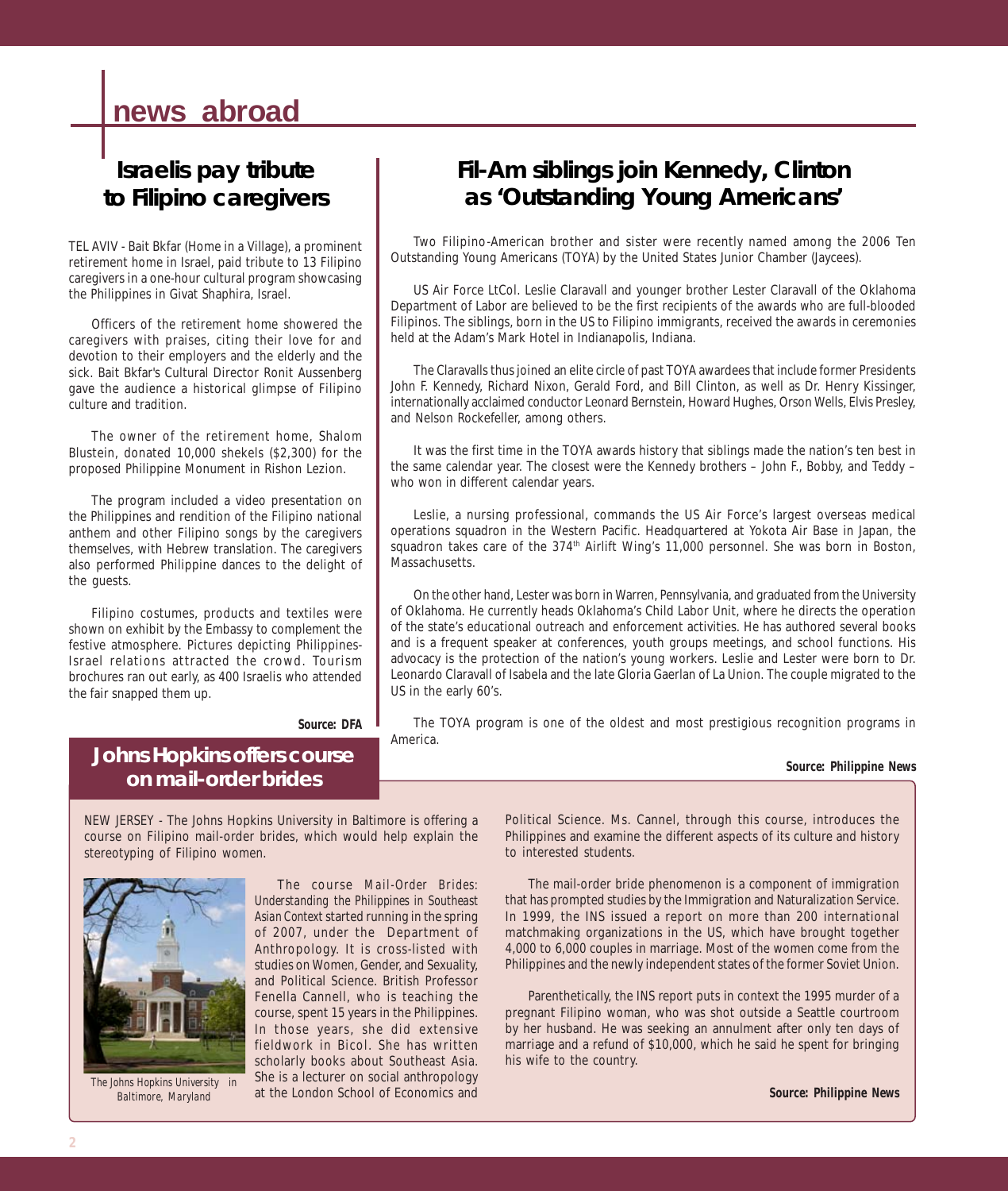# news abroad

## Israelis pay tribute to Filipino caregivers

TEL AVIV - Bait Bkfar (Home in a Village), a prominent retirement home in Israel, paid tribute to 13 Filipino caregivers in a one-hour cultural program showcasing the Philippines in Givat Shaphira, Israel.

Officers of the retirement home showered the caregivers with praises, citing their love for and devotion to their employers and the elderly and the sick. Bait Bkfar's Cultural Director Ronit Aussenberg gave the audience a historical glimpse of Filipino culture and tradition.

The owner of the retirement home, Shalom Blustein, donated 10,000 shekels ($2,300) for the proposed Philippine Monument in Rishon Lezion.

The program included a video presentation on the Philippines and rendition of the Filipino national anthem and other Filipino songs by the caregivers themselves, with Hebrew translation. The caregivers also performed Philippine dances to the delight of the guests.

Filipino costumes, products and textiles were shown on exhibit by the Embassy to complement the festive atmosphere. Pictures depicting Philippines-Israel relations attracted the crowd. Tourism brochures ran out early, as 400 Israelis who attended the fair snapped them up.

**Source: DFA**

## Fil-Am siblings join Kennedy, Clinton as 'Outstanding Young Americans'

Two Filipino-American brother and sister were recently named among the 2006 Ten Outstanding Young Americans (TOYA) by the United States Junior Chamber (Jaycees).

US Air Force LtCol. Leslie Claravall and younger brother Lester Claravall of the Oklahoma Department of Labor are believed to be the first recipients of the awards who are full-blooded Filipinos. The siblings, born in the US to Filipino immigrants, received the awards in ceremonies held at the Adam's Mark Hotel in Indianapolis, Indiana.

The Claravalls thus joined an elite circle of past TOYA awardees that include former Presidents John F. Kennedy, Richard Nixon, Gerald Ford, and Bill Clinton, as well as Dr. Henry Kissinger, internationally acclaimed conductor Leonard Bernstein, Howard Hughes, Orson Wells, Elvis Presley, and Nelson Rockefeller, among others.

It was the first time in the TOYA awards history that siblings made the nation's ten best in the same calendar year. The closest were the Kennedy brothers – John F., Bobby, and Teddy – who won in different calendar years.

Leslie, a nursing professional, commands the US Air Force's largest overseas medical operations squadron in the Western Pacific. Headquartered at Yokota Air Base in Japan, the squadron takes care of the 374th Airlift Wing's 11,000 personnel. She was born in Boston, Massachusetts.

On the other hand, Lester was born in Warren, Pennsylvania, and graduated from the University of Oklahoma. He currently heads Oklahoma's Child Labor Unit, where he directs the operation of the state's educational outreach and enforcement activities. He has authored several books and is a frequent speaker at conferences, youth groups meetings, and school functions. His advocacy is the protection of the nation's young workers. Leslie and Lester were born to Dr. Leonardo Claravall of Isabela and the late Gloria Gaerlan of La Union. The couple migrated to the US in the early 60's.

The TOYA program is one of the oldest and most prestigious recognition programs in America.

**Source: Philippine News**

## Johns Hopkins offers course on mail-order brides

NEW JERSEY - The Johns Hopkins University in Baltimore is offering a course on Filipino mail-order brides, which would help explain the stereotyping of Filipino women.

The Johns Hopkins University in Baltimore, Maryland

The course *Mail-Order Brides: Understanding the Philippines in Southeast Asian Context* started running in the spring of 2007, under the Department of Anthropology. It is cross-listed with studies on Women, Gender, and Sexuality, and Political Science. British Professor Fenella Cannell, who is teaching the course, spent 15 years in the Philippines. In those years, she did extensive fieldwork in Bicol. She has written scholarly books about Southeast Asia. She is a lecturer on social anthropology at the London School of Economics and Political Science. Ms. Cannel, through this course, introduces the Philippines and examine the different aspects of its culture and history to interested students.

The mail-order bride phenomenon is a component of immigration that has prompted studies by the Immigration and Naturalization Service. In 1999, the INS issued a report on more than 200 international matchmaking organizations in the US, which have brought together 4,000 to 6,000 couples in marriage. Most of the women come from the Philippines and the newly independent states of the former Soviet Union.

Parenthetically, the INS report puts in context the 1995 murder of a pregnant Filipino woman, who was shot outside a Seattle courtroom by her husband. He was seeking an annulment after only ten days of marriage and a refund of $10,000, which he said he spent for bringing his wife to the country.

**Source: Philippine News**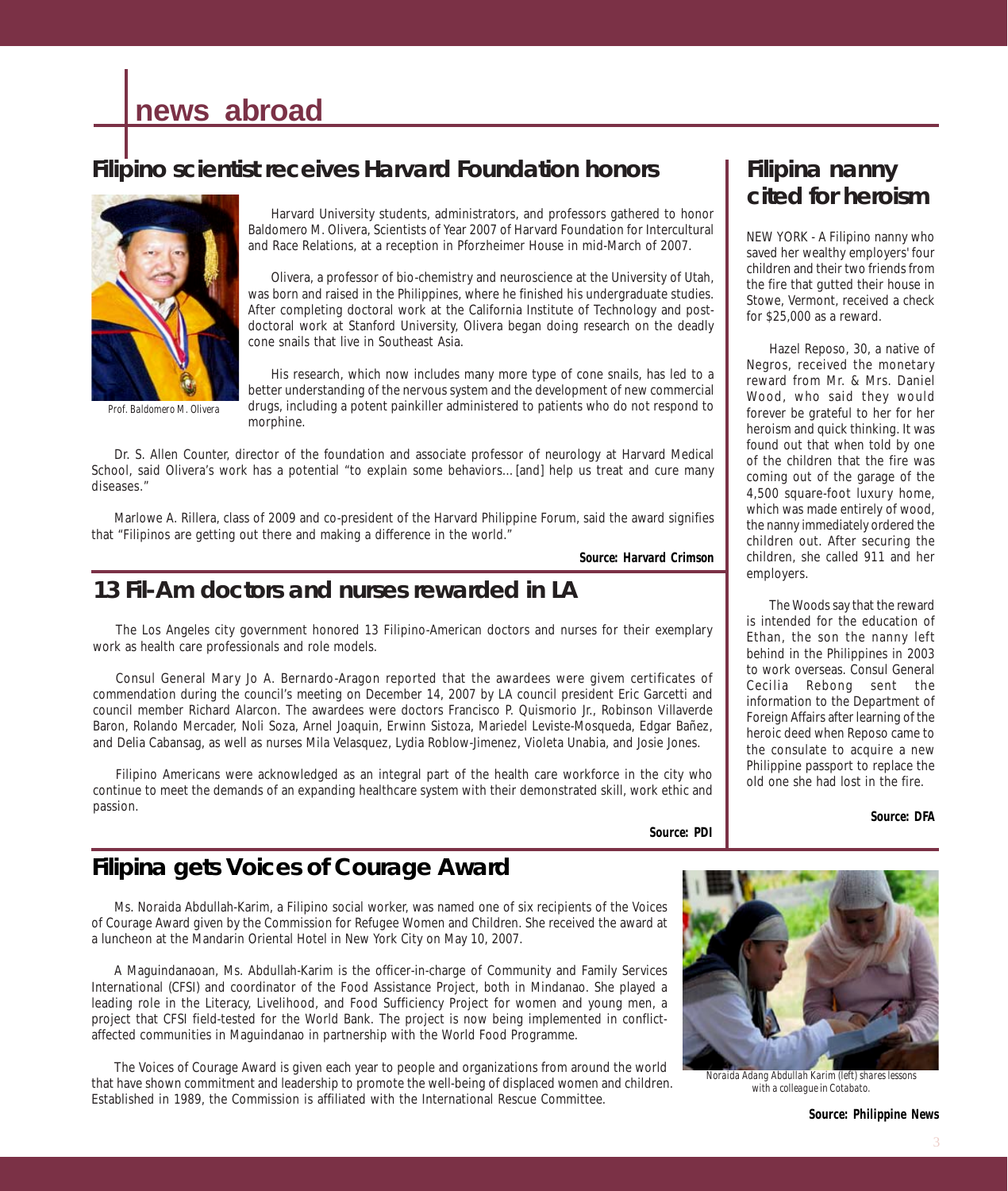# news abroad

## Filipino scientist receives Harvard Foundation honors

Prof. Baldomero M. Olivera

Harvard University students, administrators, and professors gathered to honor Baldomero M. Olivera, Scientists of Year 2007 of Harvard Foundation for Intercultural and Race Relations, at a reception in Pforzheimer House in mid-March of 2007.

Olivera, a professor of bio-chemistry and neuroscience at the University of Utah, was born and raised in the Philippines, where he finished his undergraduate studies. After completing doctoral work at the California Institute of Technology and post-doctoral work at Stanford University, Olivera began doing research on the deadly cone snails that live in Southeast Asia.

His research, which now includes many more type of cone snails, has led to a better understanding of the nervous system and the development of new commercial drugs, including a potent painkiller administered to patients who do not respond to morphine.

Dr. S. Allen Counter, director of the foundation and associate professor of neurology at Harvard Medical School, said Olivera's work has a potential "to explain some behaviors... [and] help us treat and cure many diseases."

Marlowe A. Rillera, class of 2009 and co-president of the Harvard Philippine Forum, said the award signifies that "Filipinos are getting out there and making a difference in the world."

**Source: Harvard Crimson**

## 13 Fil-Am doctors and nurses rewarded in LA

The Los Angeles city government honored 13 Filipino-American doctors and nurses for their exemplary work as health care professionals and role models.

Consul General Mary Jo A. Bernardo-Aragon reported that the awardees were givem certificates of commendation during the council's meeting on December 14, 2007 by LA council president Eric Garcetti and council member Richard Alarcon. The awardees were doctors Francisco P. Quismorio Jr., Robinson Villaverde Baron, Rolando Mercader, Noli Soza, Arnel Joaquin, Erwinn Sistoza, Mariedel Leviste-Mosqueda, Edgar Bañez, and Delia Cabansag, as well as nurses Mila Velasquez, Lydia Roblow-Jimenez, Violeta Unabia, and Josie Jones.

Filipino Americans were acknowledged as an integral part of the health care workforce in the city who continue to meet the demands of an expanding healthcare system with their demonstrated skill, work ethic and passion.

**Source: PDI**

## Filipina nanny cited for heroism

NEW YORK - A Filipino nanny who saved her wealthy employers' four children and their two friends from the fire that gutted their house in Stowe, Vermont, received a check for $25,000 as a reward.

Hazel Reposo, 30, a native of Negros, received the monetary reward from Mr. & Mrs. Daniel Wood, who said they would forever be grateful to her for her heroism and quick thinking. It was found out that when told by one of the children that the fire was coming out of the garage of the 4,500 square-foot luxury home, which was made entirely of wood, the nanny immediately ordered the children out. After securing the children, she called 911 and her employers.

The Woods say that the reward is intended for the education of Ethan, the son the nanny left behind in the Philippines in 2003 to work overseas. Consul General Cecilia Rebong sent the information to the Department of Foreign Affairs after learning of the heroic deed when Reposo came to the consulate to acquire a new Philippine passport to replace the old one she had lost in the fire.

**Source: DFA**

## Filipina gets Voices of Courage Award

Ms. Noraida Abdullah-Karim, a Filipino social worker, was named one of six recipients of the Voices of Courage Award given by the Commission for Refugee Women and Children. She received the award at a luncheon at the Mandarin Oriental Hotel in New York City on May 10, 2007.

A Maguindanaoan, Ms. Abdullah-Karim is the officer-in-charge of Community and Family Services International (CFSI) and coordinator of the Food Assistance Project, both in Mindanao. She played a leading role in the Literacy, Livelihood, and Food Sufficiency Project for women and young men, a project that CFSI field-tested for the World Bank. The project is now being implemented in conflict-affected communities in Maguindanao in partnership with the World Food Programme.

The Voices of Courage Award is given each year to people and organizations from around the world that have shown commitment and leadership to promote the well-being of displaced women and children. Established in 1989, the Commission is affiliated with the International Rescue Committee.

*Noraida Adang Abdullah Karim (left) shares lessons with a colleague in Cotabato.*

**Source: Philippine News**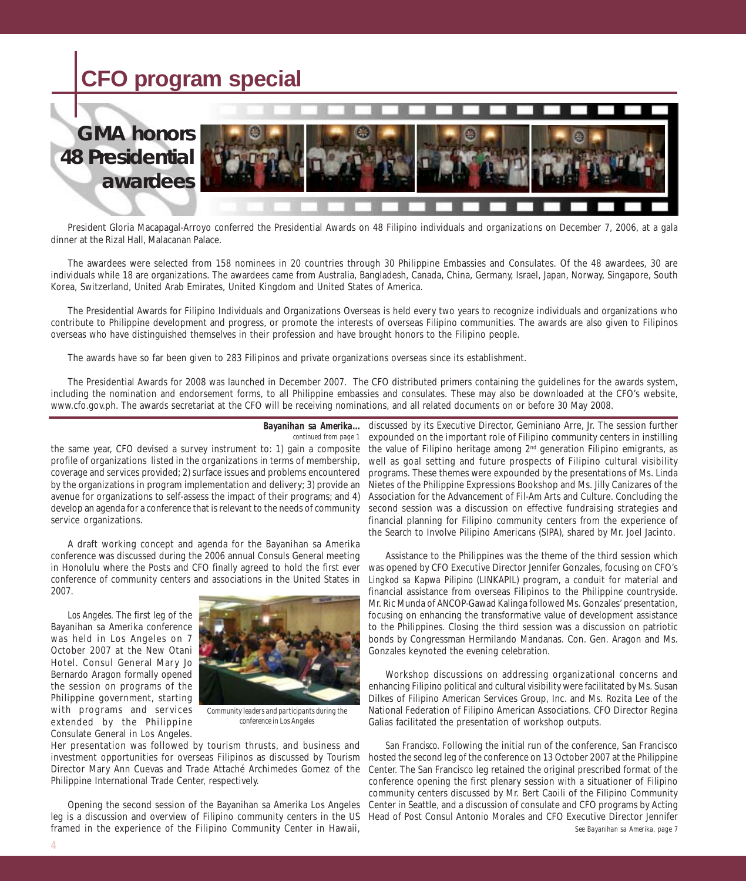# CFO program special

## GMA honors 48 Presidential awardees

President Gloria Macapagal-Arroyo conferred the Presidential Awards on 48 Filipino individuals and organizations on December 7, 2006, at a gala dinner at the Rizal Hall, Malacanan Palace.

The awardees were selected from 158 nominees in 20 countries through 30 Philippine Embassies and Consulates. Of the 48 awardees, 30 are individuals while 18 are organizations. The awardees came from Australia, Bangladesh, Canada, China, Germany, Israel, Japan, Norway, Singapore, South Korea, Switzerland, United Arab Emirates, United Kingdom and United States of America.

The Presidential Awards for Filipino Individuals and Organizations Overseas is held every two years to recognize individuals and organizations who contribute to Philippine development and progress, or promote the interests of overseas Filipino communities. The awards are also given to Filipinos overseas who have distinguished themselves in their profession and have brought honors to the Filipino people.

The awards have so far been given to 283 Filipinos and private organizations overseas since its establishment.

The Presidential Awards for 2008 was launched in December 2007. The CFO distributed primers containing the guidelines for the awards system, including the nomination and endorsement forms, to all Philippine embassies and consulates. These may also be downloaded at the CFO's website, www.cfo.gov.ph. The awards secretariat at the CFO will be receiving nominations, and all related documents on or before 30 May 2008.

---

**Bayanihan sa Amerika...**
*continued from page 1*

the same year, CFO devised a survey instrument to: 1) gain a composite profile of organizations listed in the organizations in terms of membership, coverage and services provided; 2) surface issues and problems encountered by the organizations in program implementation and delivery; 3) provide an avenue for organizations to self-assess the impact of their programs; and 4) develop an agenda for a conference that is relevant to the needs of community service organizations.

A draft working concept and agenda for the Bayanihan sa Amerika conference was discussed during the 2006 annual Consuls General meeting in Honolulu where the Posts and CFO finally agreed to hold the first ever conference of community centers and associations in the United States in 2007.

*Los Angeles.* The first leg of the Bayanihan sa Amerika conference was held in Los Angeles on 7 October 2007 at the New Otani Hotel. Consul General Mary Jo Bernardo Aragon formally opened the session on programs of the Philippine government, starting with programs and services extended by the Philippine Consulate General in Los Angeles. Her presentation was followed by tourism thrusts, and business and investment opportunities for overseas Filipinos as discussed by Tourism Director Mary Ann Cuevas and Trade Attaché Archimedes Gomez of the Philippine International Trade Center, respectively.

*Community leaders and participants during the conference in Los Angeles*

Opening the second session of the Bayanihan sa Amerika Los Angeles leg is a discussion and overview of Filipino community centers in the US framed in the experience of the Filipino Community Center in Hawaii, discussed by its Executive Director, Geminiano Arre, Jr. The session further expounded on the important role of Filipino community centers in instilling the value of Filipino heritage among 2nd generation Filipino emigrants, as well as goal setting and future prospects of Filipino cultural visibility programs. These themes were expounded by the presentations of Ms. Linda Nietes of the Philippine Expressions Bookshop and Ms. Jilly Canizares of the Association for the Advancement of Fil-Am Arts and Culture. Concluding the second session was a discussion on effective fundraising strategies and financial planning for Filipino community centers from the experience of the Search to Involve Pilipino Americans (SIPA), shared by Mr. Joel Jacinto.

Assistance to the Philippines was the theme of the third session which was opened by CFO Executive Director Jennifer Gonzales, focusing on CFO's *Lingkod sa Kapwa Pilipino* (LINKAPIL) program, a conduit for material and financial assistance from overseas Filipinos to the Philippine countryside. Mr. Ric Munda of ANCOP-Gawad Kalinga followed Ms. Gonzales' presentation, focusing on enhancing the transformative value of development assistance to the Philippines. Closing the third session was a discussion on patriotic bonds by Congressman Hermilando Mandanas. Con. Gen. Aragon and Ms. Gonzales keynoted the evening celebration.

Workshop discussions on addressing organizational concerns and enhancing Filipino political and cultural visibility were facilitated by Ms. Susan Dilkes of Filipino American Services Group, Inc. and Ms. Rozita Lee of the National Federation of Filipino American Associations. CFO Director Regina Galias facilitated the presentation of workshop outputs.

*San Francisco.* Following the initial run of the conference, San Francisco hosted the second leg of the conference on 13 October 2007 at the Philippine Center. The San Francisco leg retained the original prescribed format of the conference opening the first plenary session with a situationer of Filipino community centers discussed by Mr. Bert Caoili of the Filipino Community Center in Seattle, and a discussion of consulate and CFO programs by Acting Head of Post Consul Antonio Morales and CFO Executive Director Jennifer

*See Bayanihan sa Amerika, page 7*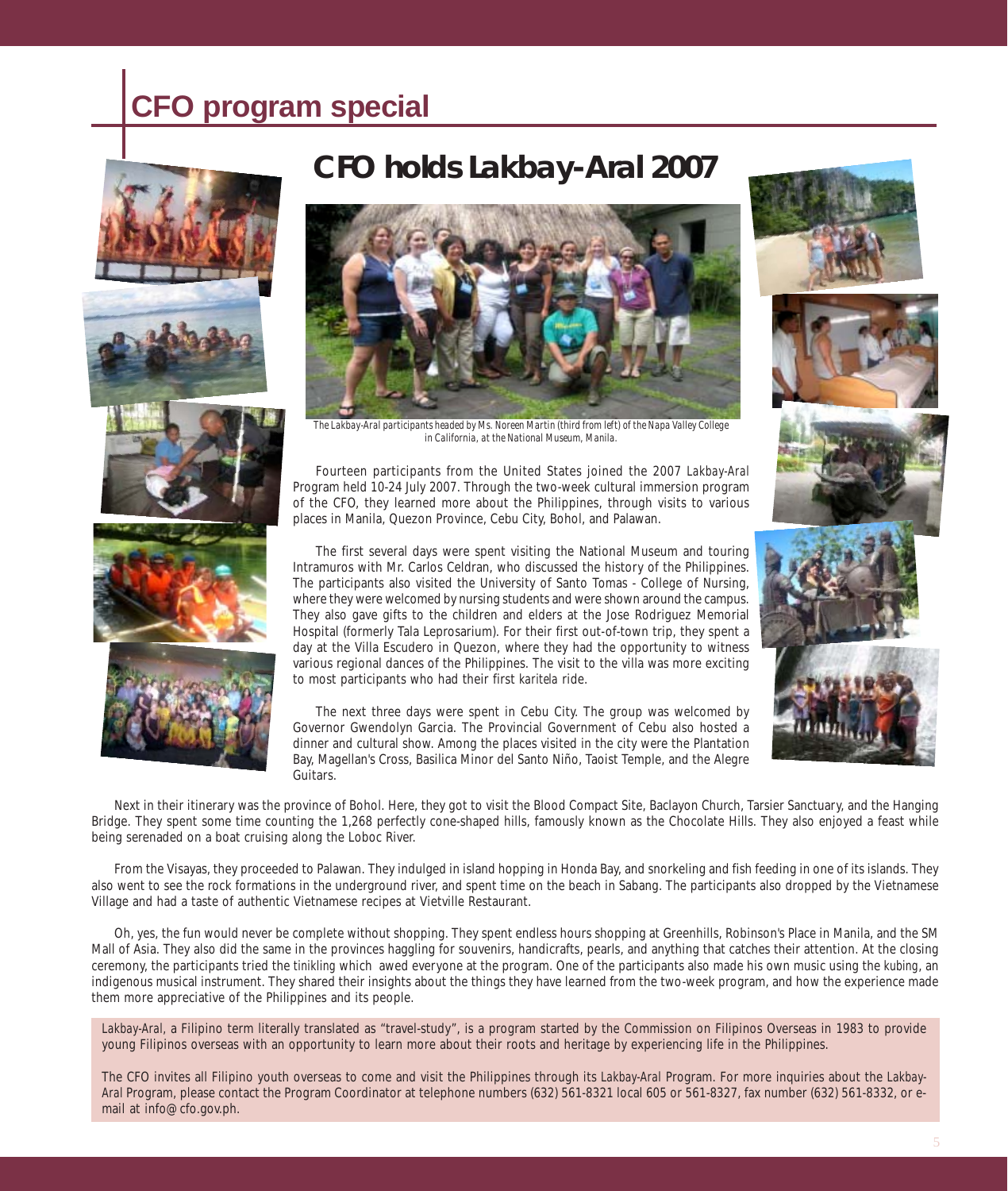# CFO program special

## CFO holds Lakbay-Aral 2007

*The Lakbay-Aral participants headed by Ms. Noreen Martin (third from left) of the Napa Valley College in California, at the National Museum, Manila.*

Fourteen participants from the United States joined the 2007 *Lakbay-Aral* Program held 10-24 July 2007. Through the two-week cultural immersion program of the CFO, they learned more about the Philippines, through visits to various places in Manila, Quezon Province, Cebu City, Bohol, and Palawan.

The first several days were spent visiting the National Museum and touring Intramuros with Mr. Carlos Celdran, who discussed the history of the Philippines. The participants also visited the University of Santo Tomas - College of Nursing, where they were welcomed by nursing students and were shown around the campus. They also gave gifts to the children and elders at the Jose Rodriguez Memorial Hospital (formerly Tala Leprosarium). For their first out-of-town trip, they spent a day at the Villa Escudero in Quezon, where they had the opportunity to witness various regional dances of the Philippines. The visit to the villa was more exciting to most participants who had their first *karitela* ride.

The next three days were spent in Cebu City. The group was welcomed by Governor Gwendolyn Garcia. The Provincial Government of Cebu also hosted a dinner and cultural show. Among the places visited in the city were the Plantation Bay, Magellan's Cross, Basilica Minor del Santo Niño, Taoist Temple, and the Alegre Guitars.

Next in their itinerary was the province of Bohol. Here, they got to visit the Blood Compact Site, Baclayon Church, Tarsier Sanctuary, and the Hanging Bridge. They spent some time counting the 1,268 perfectly cone-shaped hills, famously known as the Chocolate Hills. They also enjoyed a feast while being serenaded on a boat cruising along the Loboc River.

From the Visayas, they proceeded to Palawan. They indulged in island hopping in Honda Bay, and snorkeling and fish feeding in one of its islands. They also went to see the rock formations in the underground river, and spent time on the beach in Sabang. The participants also dropped by the Vietnamese Village and had a taste of authentic Vietnamese recipes at Vietville Restaurant.

Oh, yes, the fun would never be complete without shopping. They spent endless hours shopping at Greenhills, Robinson's Place in Manila, and the SM Mall of Asia. They also did the same in the provinces haggling for souvenirs, handicrafts, pearls, and anything that catches their attention. At the closing ceremony, the participants tried the *tinikling* which awed everyone at the program. One of the participants also made his own music using the *kubing*, an indigenous musical instrument. They shared their insights about the things they have learned from the two-week program, and how the experience made them more appreciative of the Philippines and its people.

*Lakbay-Aral*, a Filipino term literally translated as "travel-study", is a program started by the Commission on Filipinos Overseas in 1983 to provide young Filipinos overseas with an opportunity to learn more about their roots and heritage by experiencing life in the Philippines.

The CFO invites all Filipino youth overseas to come and visit the Philippines through its *Lakbay-Aral* Program. For more inquiries about the *Lakbay-Aral* Program, please contact the Program Coordinator at telephone numbers (632) 561-8321 local 605 or 561-8327, fax number (632) 561-8332, or e-mail at info@cfo.gov.ph.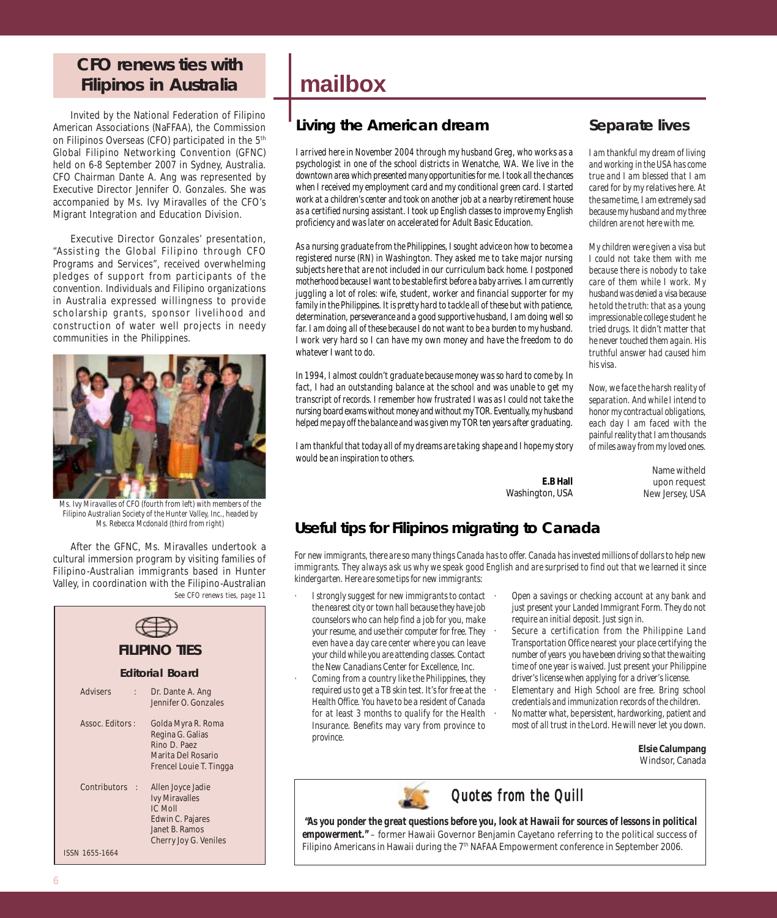## CFO renews ties with Filipinos in Australia

Invited by the National Federation of Filipino American Associations (NaFFAA), the Commission on Filipinos Overseas (CFO) participated in the 5th Global Filipino Networking Convention (GFNC) held on 6-8 September 2007 in Sydney, Australia. CFO Chairman Dante A. Ang was represented by Executive Director Jennifer O. Gonzales. She was accompanied by Ms. Ivy Miravalles of the CFO's Migrant Integration and Education Division.

Executive Director Gonzales' presentation, "Assisting the Global Filipino through CFO Programs and Services", received overwhelming pledges of support from participants of the convention. Individuals and Filipino organizations in Australia expressed willingness to provide scholarship grants, sponsor livelihood and construction of water well projects in needy communities in the Philippines.

*Ms. Ivy Miravalles of CFO (fourth from left) with members of the Filipino Australian Society of the Hunter Valley, Inc., headed by Ms. Rebecca Mcdonald (third from right)*

After the GFNC, Ms. Miravalles undertook a cultural immersion program by visiting families of Filipino-Australian immigrants based in Hunter Valley, in coordination with the Filipino-Australian

*See CFO renews ties, page 11*

### FILIPINO TIES

**Editorial Board**

Advisers : Dr. Dante A. Ang, Jennifer O. Gonzales

Assoc. Editors : Golda Myra R. Roma, Regina G. Galias, Rino D. Paez, Marita Del Rosario, Frencel Louie T. Tingga

Contributors : Allen Joyce Jadie, Ivy Miravalles, IC Moll, Edwin C. Pajares, Janet B. Ramos, Cherry Joy G. Veniles

ISSN 1655-1664

# mailbox

## Living the American dream

*I arrived here in November 2004 through my husband Greg, who works as a psychologist in one of the school districts in Wenatche, WA. We live in the downtown area which presented many opportunities for me. I took all the chances when I received my employment card and my conditional green card. I started work at a children's center and took on another job at a nearby retirement house as a certified nursing assistant. I took up English classes to improve my English proficiency and was later on accelerated for Adult Basic Education.*

*As a nursing graduate from the Philippines, I sought advice on how to become a registered nurse (RN) in Washington. They asked me to take major nursing subjects here that are not included in our curriculum back home. I postponed motherhood because I want to be stable first before a baby arrives. I am currently juggling a lot of roles: wife, student, worker and financial supporter for my family in the Philippines. It is pretty hard to tackle all of these but with patience, determination, perseverance and a good supportive husband, I am doing well so far. I am doing all of these because I do not want to be a burden to my husband. I work very hard so I can have my own money and have the freedom to do whatever I want to do.*

*In 1994, I almost couldn't graduate because money was so hard to come by. In fact, I had an outstanding balance at the school and was unable to get my transcript of records. I remember how frustrated I was as I could not take the nursing board exams without money and without my TOR. Eventually, my husband helped me pay off the balance and was given my TOR ten years after graduating.*

*I am thankful that today all of my dreams are taking shape and I hope my story would be an inspiration to others.*

**E.B Hall**
Washington, USA

## Separate lives

*I am thankful my dream of living and working in the USA has come true and I am blessed that I am cared for by my relatives here. At the same time, I am extremely sad because my husband and my three children are not here with me.*

*My children were given a visa but I could not take them with me because there is nobody to take care of them while I work. My husband was denied a visa because he told the truth: that as a young impressionable college student he tried drugs. It didn't matter that he never touched them again. His truthful answer had caused him his visa.*

*Now, we face the harsh reality of separation. And while I intend to honor my contractual obligations, each day I am faced with the painful reality that I am thousands of miles away from my loved ones.*

Name witheld upon request
New Jersey, USA

## Useful tips for Filipinos migrating to Canada

*For new immigrants, there are so many things Canada has to offer. Canada has invested millions of dollars to help new immigrants. They always ask us why we speak good English and are surprised to find out that we learned it since kindergarten. Here are some tips for new immigrants:*

- *I strongly suggest for new immigrants to contact the nearest city or town hall because they have job counselors who can help find a job for you, make your resume, and use their computer for free. They even have a day care center where you can leave your child while you are attending classes. Contact the New Canadians Center for Excellence, Inc.*
- *Coming from a country like the Philippines, they required us to get a TB skin test. It's for free at the Health Office. You have to be a resident of Canada for at least 3 months to qualify for the Health Insurance. Benefits may vary from province to province.*
- *Open a savings or checking account at any bank and just present your Landed Immigrant Form. They do not require an initial deposit. Just sign in.*
- *Secure a certification from the Philippine Land Transportation Office nearest your place certifying the number of years you have been driving so that the waiting time of one year is waived. Just present your Philippine driver's license when applying for a driver's license.*
- *Elementary and High School are free. Bring school credentials and immunization records of the children.*
- *No matter what, be persistent, hardworking, patient and most of all trust in the Lord. He will never let you down.*

**Elsie Calumpang**
Windsor, Canada

### *Quotes from the Quill*

**"As you ponder the great questions before you, look at Hawaii for sources of lessons in political empowerment."** – former Hawaii Governor Benjamin Cayetano referring to the political success of Filipino Americans in Hawaii during the 7th NAFAA Empowerment conference in September 2006.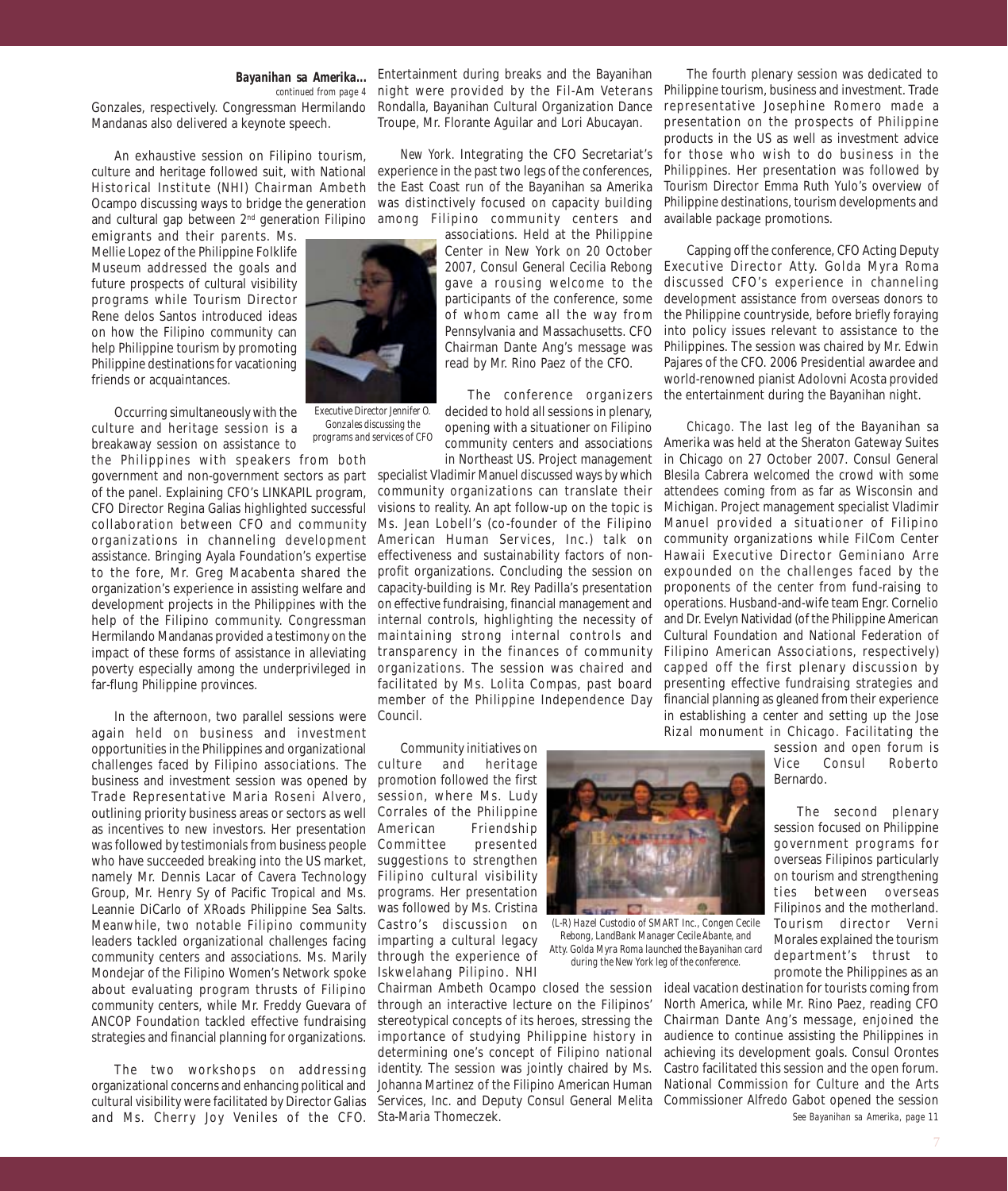**Bayanihan sa Amerika...**
*continued from page 4*

Gonzales, respectively. Congressman Hermilando Mandanas also delivered a keynote speech.

An exhaustive session on Filipino tourism, culture and heritage followed suit, with National Historical Institute (NHI) Chairman Ambeth Ocampo discussing ways to bridge the generation and cultural gap between 2nd generation Filipino emigrants and their parents. Ms. Mellie Lopez of the Philippine Folklife Museum addressed the goals and future prospects of cultural visibility programs while Tourism Director Rene delos Santos introduced ideas on how the Filipino community can help Philippine tourism by promoting Philippine destinations for vacationing friends or acquaintances.

*Executive Director Jennifer O. Gonzales discussing the programs and services of CFO*

Occurring simultaneously with the culture and heritage session is a breakaway session on assistance to the Philippines with speakers from both government and non-government sectors as part of the panel. Explaining CFO's LINKAPIL program, CFO Director Regina Galias highlighted successful collaboration between CFO and community organizations in channeling development assistance. Bringing Ayala Foundation's expertise to the fore, Mr. Greg Macabenta shared the organization's experience in assisting welfare and development projects in the Philippines with the help of the Filipino community. Congressman Hermilando Mandanas provided a testimony on the impact of these forms of assistance in alleviating poverty especially among the underprivileged in far-flung Philippine provinces.

In the afternoon, two parallel sessions were again held on business and investment opportunities in the Philippines and organizational challenges faced by Filipino associations. The business and investment session was opened by Trade Representative Maria Roseni Alvero, outlining priority business areas or sectors as well as incentives to new investors. Her presentation was followed by testimonials from business people who have succeeded breaking into the US market, namely Mr. Dennis Lacar of Cavera Technology Group, Mr. Henry Sy of Pacific Tropical and Ms. Leannie DiCarlo of XRoads Philippine Sea Salts. Meanwhile, two notable Filipino community leaders tackled organizational challenges facing community centers and associations. Ms. Marily Mondejar of the Filipino Women's Network spoke about evaluating program thrusts of Filipino community centers, while Mr. Freddy Guevara of ANCOP Foundation tackled effective fundraising strategies and financial planning for organizations.

The two workshops on addressing organizational concerns and enhancing political and cultural visibility were facilitated by Director Galias and Ms. Cherry Joy Veniles of the CFO. Entertainment during breaks and the Bayanihan night were provided by the Fil-Am Veterans Rondalla, Bayanihan Cultural Organization Dance Troupe, Mr. Florante Aguilar and Lori Abucayan.

*New York.* Integrating the CFO Secretariat's experience in the past two legs of the conferences, the East Coast run of the Bayanihan sa Amerika was distinctively focused on capacity building among Filipino community centers and associations. Held at the Philippine Center in New York on 20 October 2007, Consul General Cecilia Rebong gave a rousing welcome to the participants of the conference, some of whom came all the way from Pennsylvania and Massachusetts. CFO Chairman Dante Ang's message was read by Mr. Rino Paez of the CFO.

The conference organizers decided to hold all sessions in plenary, opening with a situationer on Filipino community centers and associations in Northeast US. Project management specialist Vladimir Manuel discussed ways by which community organizations can translate their visions to reality. An apt follow-up on the topic is Ms. Jean Lobell's (co-founder of the Filipino American Human Services, Inc.) talk on effectiveness and sustainability factors of non-profit organizations. Concluding the session on capacity-building is Mr. Rey Padilla's presentation on effective fundraising, financial management and internal controls, highlighting the necessity of maintaining strong internal controls and transparency in the finances of community organizations. The session was chaired and facilitated by Ms. Lolita Compas, past board member of the Philippine Independence Day Council.

Community initiatives on culture and heritage promotion followed the first session, where Ms. Ludy Corrales of the Philippine American Friendship Committee presented suggestions to strengthen Filipino cultural visibility programs. Her presentation was followed by Ms. Cristina Castro's discussion on imparting a cultural legacy through the experience of Iskwelahang Pilipino. NHI Chairman Ambeth Ocampo closed the session through an interactive lecture on the Filipinos' stereotypical concepts of its heroes, stressing the importance of studying Philippine history in determining one's concept of Filipino national identity. The session was jointly chaired by Ms. Johanna Martinez of the Filipino American Human Services, Inc. and Deputy Consul General Melita Sta-Maria Thomeczek.

*(L-R) Hazel Custodio of SMART Inc., Congen Cecile Rebong, LandBank Manager Cecile Abante, and Atty. Golda Myra Roma launched the Bayanihan card during the New York leg of the conference.*

The fourth plenary session was dedicated to Philippine tourism, business and investment. Trade representative Josephine Romero made a presentation on the prospects of Philippine products in the US as well as investment advice for those who wish to do business in the Philippines. Her presentation was followed by Tourism Director Emma Ruth Yulo's overview of Philippine destinations, tourism developments and available package promotions.

Capping off the conference, CFO Acting Deputy Executive Director Atty. Golda Myra Roma discussed CFO's experience in channeling development assistance from overseas donors to the Philippine countryside, before briefly foraying into policy issues relevant to assistance to the Philippines. The session was chaired by Mr. Edwin Pajares of the CFO. 2006 Presidential awardee and world-renowned pianist Adolovni Acosta provided the entertainment during the Bayanihan night.

*Chicago.* The last leg of the Bayanihan sa Amerika was held at the Sheraton Gateway Suites in Chicago on 27 October 2007. Consul General Blesila Cabrera welcomed the crowd with some attendees coming from as far as Wisconsin and Michigan. Project management specialist Vladimir Manuel provided a situationer of Filipino community organizations while FilCom Center Hawaii Executive Director Geminiano Arre expounded on the challenges faced by the proponents of the center from fund-raising to operations. Husband-and-wife team Engr. Cornelio and Dr. Evelyn Natividad (of the Philippine American Cultural Foundation and National Federation of Filipino American Associations, respectively) capped off the first plenary discussion by presenting effective fundraising strategies and financial planning as gleaned from their experience in establishing a center and setting up the Jose Rizal monument in Chicago. Facilitating the session and open forum is Vice Consul Roberto Bernardo.

The second plenary session focused on Philippine government programs for overseas Filipinos particularly on tourism and strengthening ties between overseas Filipinos and the motherland. Tourism director Verni Morales explained the tourism department's thrust to promote the Philippines as an ideal vacation destination for tourists coming from North America, while Mr. Rino Paez, reading CFO Chairman Dante Ang's message, enjoined the audience to continue assisting the Philippines in achieving its development goals. Consul Orontes Castro facilitated this session and the open forum. National Commission for Culture and the Arts Commissioner Alfredo Gabot opened the session

*See Bayanihan sa Amerika, page 11*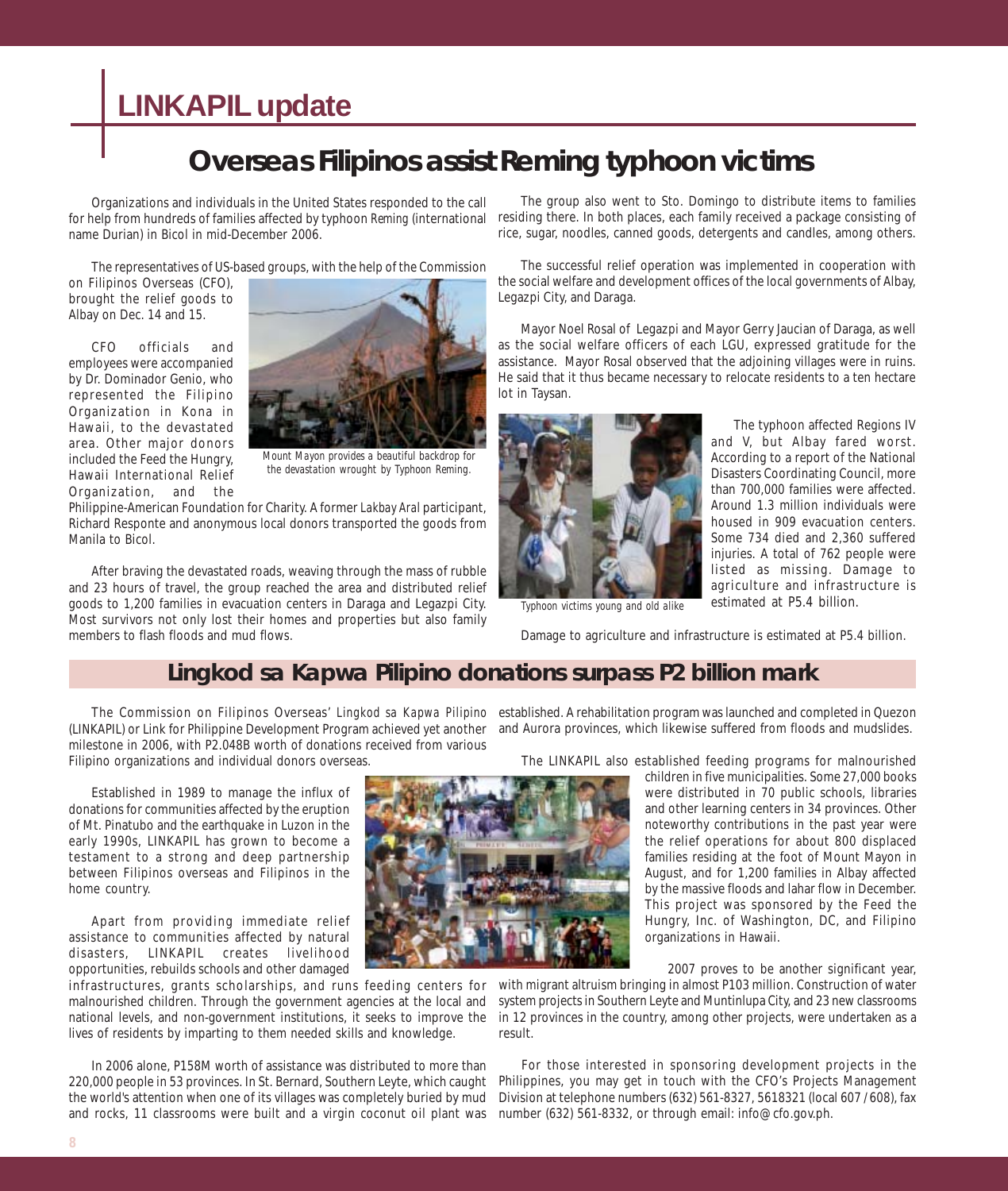# LINKAPIL update

## Overseas Filipinos assist Reming typhoon victims

Organizations and individuals in the United States responded to the call for help from hundreds of families affected by typhoon *Reming* (international name Durian) in Bicol in mid-December 2006.

The representatives of US-based groups, with the help of the Commission on Filipinos Overseas (CFO), brought the relief goods to Albay on Dec. 14 and 15.

CFO officials and employees were accompanied by Dr. Dominador Genio, who represented the Filipino Organization in Kona in Hawaii, to the devastated area. Other major donors included the Feed the Hungry, Hawaii International Relief Organization, and the Philippine-American Foundation for Charity. A former *Lakbay Aral* participant, Richard Responte and anonymous local donors transported the goods from Manila to Bicol.

Mount Mayon provides a beautiful backdrop for the devastation wrought by Typhoon Reming.

After braving the devastated roads, weaving through the mass of rubble and 23 hours of travel, the group reached the area and distributed relief goods to 1,200 families in evacuation centers in Daraga and Legazpi City. Most survivors not only lost their homes and properties but also family members to flash floods and mud flows.

The group also went to Sto. Domingo to distribute items to families residing there. In both places, each family received a package consisting of rice, sugar, noodles, canned goods, detergents and candles, among others.

The successful relief operation was implemented in cooperation with the social welfare and development offices of the local governments of Albay, Legazpi City, and Daraga.

Mayor Noel Rosal of Legazpi and Mayor Gerry Jaucian of Daraga, as well as the social welfare officers of each LGU, expressed gratitude for the assistance. Mayor Rosal observed that the adjoining villages were in ruins. He said that it thus became necessary to relocate residents to a ten hectare lot in Taysan.

Typhoon victims young and old alike

The typhoon affected Regions IV and V, but Albay fared worst. According to a report of the National Disasters Coordinating Council, more than 700,000 families were affected. Around 1.3 million individuals were housed in 909 evacuation centers. Some 734 died and 2,360 suffered injuries. A total of 762 people were listed as missing. Damage to agriculture and infrastructure is estimated at P5.4 billion.

Damage to agriculture and infrastructure is estimated at P5.4 billion.

## Lingkod sa Kapwa Pilipino donations surpass P2 billion mark

The Commission on Filipinos Overseas' *Lingkod sa Kapwa Pilipino* (LINKAPIL) or Link for Philippine Development Program achieved yet another milestone in 2006, with P2.048B worth of donations received from various Filipino organizations and individual donors overseas.

Established in 1989 to manage the influx of donations for communities affected by the eruption of Mt. Pinatubo and the earthquake in Luzon in the early 1990s, LINKAPIL has grown to become a testament to a strong and deep partnership between Filipinos overseas and Filipinos in the home country.

Apart from providing immediate relief assistance to communities affected by natural disasters, LINKAPIL creates livelihood opportunities, rebuilds schools and other damaged infrastructures, grants scholarships, and runs feeding centers for malnourished children. Through the government agencies at the local and national levels, and non-government institutions, it seeks to improve the lives of residents by imparting to them needed skills and knowledge.

In 2006 alone, P158M worth of assistance was distributed to more than 220,000 people in 53 provinces. In St. Bernard, Southern Leyte, which caught the world's attention when one of its villages was completely buried by mud and rocks, 11 classrooms were built and a virgin coconut oil plant was established. A rehabilitation program was launched and completed in Quezon and Aurora provinces, which likewise suffered from floods and mudslides.

The LINKAPIL also established feeding programs for malnourished children in five municipalities. Some 27,000 books were distributed in 70 public schools, libraries and other learning centers in 34 provinces. Other noteworthy contributions in the past year were the relief operations for about 800 displaced families residing at the foot of Mount Mayon in August, and for 1,200 families in Albay affected by the massive floods and lahar flow in December. This project was sponsored by the Feed the Hungry, Inc. of Washington, DC, and Filipino organizations in Hawaii.

2007 proves to be another significant year, with migrant altruism bringing in almost P103 million. Construction of water system projects in Southern Leyte and Muntinlupa City, and 23 new classrooms in 12 provinces in the country, among other projects, were undertaken as a result.

For those interested in sponsoring development projects in the Philippines, you may get in touch with the CFO's Projects Management Division at telephone numbers (632) 561-8327, 5618321 (local 607 / 608), fax number (632) 561-8332, or through email: info@cfo.gov.ph.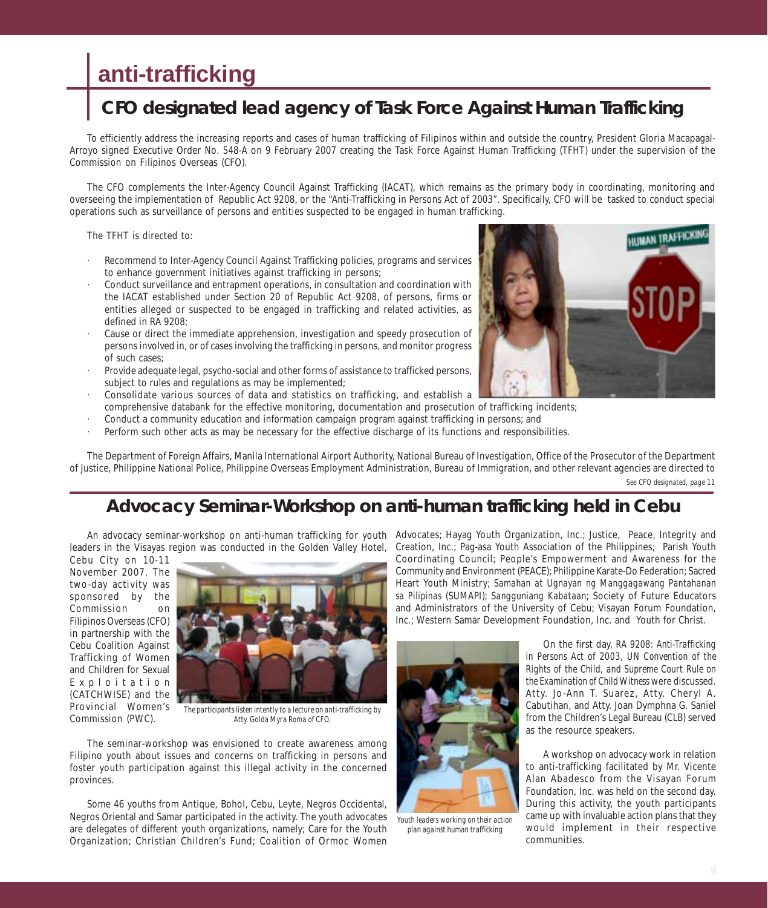# anti-trafficking

## CFO designated lead agency of Task Force Against Human Trafficking

To efficiently address the increasing reports and cases of human trafficking of Filipinos within and outside the country, President Gloria Macapagal-Arroyo signed Executive Order No. 548-A on 9 February 2007 creating the Task Force Against Human Trafficking (TFHT) under the supervision of the Commission on Filipinos Overseas (CFO).

The CFO complements the Inter-Agency Council Against Trafficking (IACAT), which remains as the primary body in coordinating, monitoring and overseeing the implementation of Republic Act 9208, or the "Anti-Trafficking in Persons Act of 2003". Specifically, CFO will be tasked to conduct special operations such as surveillance of persons and entities suspected to be engaged in human trafficking.

The TFHT is directed to:

- Recommend to Inter-Agency Council Against Trafficking policies, programs and services to enhance government initiatives against trafficking in persons;
- Conduct surveillance and entrapment operations, in consultation and coordination with the IACAT established under Section 20 of Republic Act 9208, of persons, firms or entities alleged or suspected to be engaged in trafficking and related activities, as defined in RA 9208;
- Cause or direct the immediate apprehension, investigation and speedy prosecution of persons involved in, or of cases involving the trafficking in persons, and monitor progress of such cases;
- Provide adequate legal, psycho-social and other forms of assistance to trafficked persons, subject to rules and regulations as may be implemented;
- Consolidate various sources of data and statistics on trafficking, and establish a comprehensive databank for the effective monitoring, documentation and prosecution of trafficking incidents;
- Conduct a community education and information campaign program against trafficking in persons; and
- Perform such other acts as may be necessary for the effective discharge of its functions and responsibilities.

The Department of Foreign Affairs, Manila International Airport Authority, National Bureau of Investigation, Office of the Prosecutor of the Department of Justice, Philippine National Police, Philippine Overseas Employment Administration, Bureau of Immigration, and other relevant agencies are directed to

*See CFO designated, page 11*

## Advocacy Seminar-Workshop on anti-human trafficking held in Cebu

An advocacy seminar-workshop on anti-human trafficking for youth leaders in the Visayas region was conducted in the Golden Valley Hotel, Cebu City on 10-11 November 2007. The two-day activity was sponsored by the Commission on Filipinos Overseas (CFO) in partnership with the Cebu Coalition Against Trafficking of Women and Children for Sexual Exploitation (CATCHWISE) and the Provincial Women's Commission (PWC).

*The participants listen intently to a lecture on anti-trafficking by Atty. Golda Myra Roma of CFO.*

The seminar-workshop was envisioned to create awareness among Filipino youth about issues and concerns on trafficking in persons and foster youth participation against this illegal activity in the concerned provinces.

Some 46 youths from Antique, Bohol, Cebu, Leyte, Negros Occidental, Negros Oriental and Samar participated in the activity. The youth advocates are delegates of different youth organizations, namely; Care for the Youth Organization; Christian Children's Fund; Coalition of Ormoc Women Advocates; Hayag Youth Organization, Inc.; Justice, Peace, Integrity and Creation, Inc.; Pag-asa Youth Association of the Philippines; Parish Youth Coordinating Council; People's Empowerment and Awareness for the Community and Environment (PEACE); Philippine Karate-Do Federation; Sacred Heart Youth Ministry; *Samahan at Ugnayan ng Manggagawang Pantahanan sa Pilipinas* (SUMAPI); *Sangguniang Kabataan*; Society of Future Educators and Administrators of the University of Cebu; Visayan Forum Foundation, Inc.; Western Samar Development Foundation, Inc. and Youth for Christ.

*Youth leaders working on their action plan against human trafficking*

On the first day, *RA 9208: Anti-Trafficking in Persons Act of 2003, UN Convention of the Rights of the Child, and Supreme Court Rule on the Examination of Child Witness* were discussed. Atty. Jo-Ann T. Suarez, Atty. Cheryl A. Cabutihan, and Atty. Joan Dymphna G. Saniel from the Children's Legal Bureau (CLB) served as the resource speakers.

A workshop on advocacy work in relation to anti-trafficking facilitated by Mr. Vicente Alan Abadesco from the Visayan Forum Foundation, Inc. was held on the second day. During this activity, the youth participants came up with invaluable action plans that they would implement in their respective communities.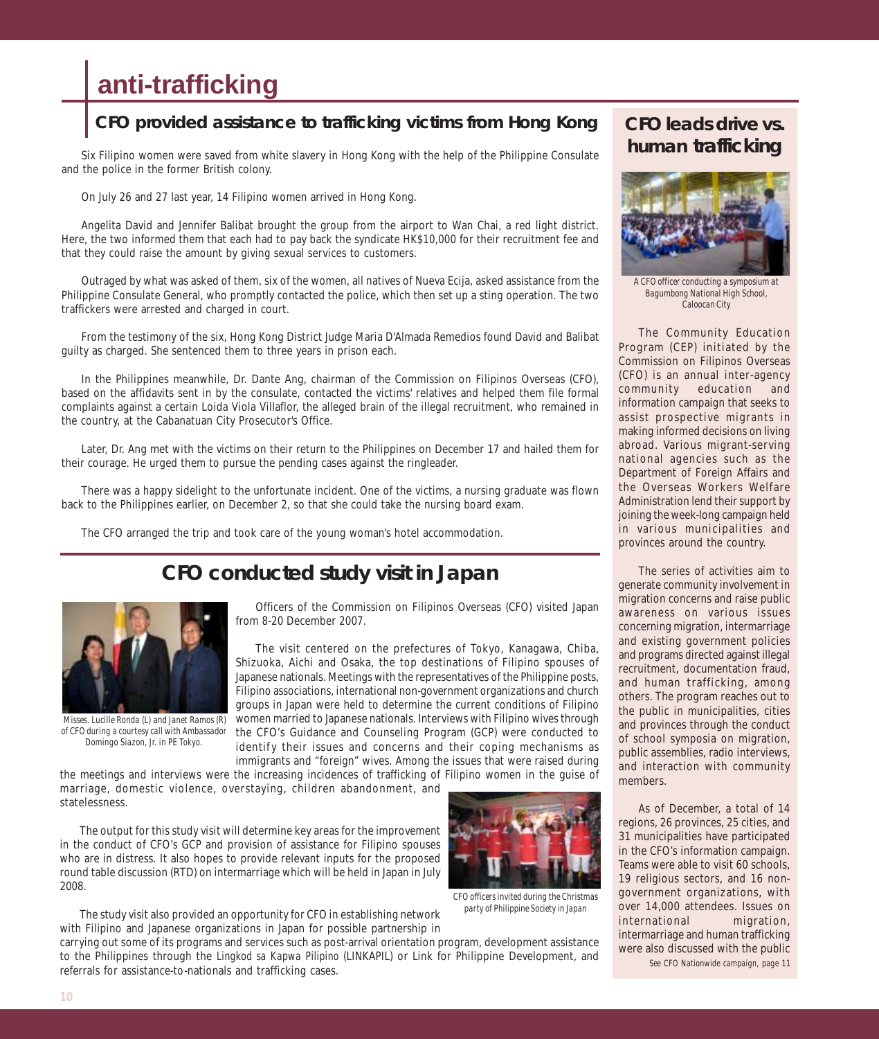# anti-trafficking

## CFO provided assistance to trafficking victims from Hong Kong

Six Filipino women were saved from white slavery in Hong Kong with the help of the Philippine Consulate and the police in the former British colony.

On July 26 and 27 last year, 14 Filipino women arrived in Hong Kong.

Angelita David and Jennifer Balibat brought the group from the airport to Wan Chai, a red light district. Here, the two informed them that each had to pay back the syndicate HK$10,000 for their recruitment fee and that they could raise the amount by giving sexual services to customers.

Outraged by what was asked of them, six of the women, all natives of Nueva Ecija, asked assistance from the Philippine Consulate General, who promptly contacted the police, which then set up a sting operation. The two traffickers were arrested and charged in court.

From the testimony of the six, Hong Kong District Judge Maria D'Almada Remedios found David and Balibat guilty as charged. She sentenced them to three years in prison each.

In the Philippines meanwhile, Dr. Dante Ang, chairman of the Commission on Filipinos Overseas (CFO), based on the affidavits sent in by the consulate, contacted the victims' relatives and helped them file formal complaints against a certain Loida Viola Villaflor, the alleged brain of the illegal recruitment, who remained in the country, at the Cabanatuan City Prosecutor's Office.

Later, Dr. Ang met with the victims on their return to the Philippines on December 17 and hailed them for their courage. He urged them to pursue the pending cases against the ringleader.

There was a happy sidelight to the unfortunate incident. One of the victims, a nursing graduate was flown back to the Philippines earlier, on December 2, so that she could take the nursing board exam.

The CFO arranged the trip and took care of the young woman's hotel accommodation.

## CFO conducted study visit in Japan

*Misses. Lucille Ronda (L) and Janet Ramos (R) of CFO during a courtesy call with Ambassador Domingo Siazon, Jr. in PE Tokyo.*

Officers of the Commission on Filipinos Overseas (CFO) visited Japan from 8-20 December 2007.

The visit centered on the prefectures of Tokyo, Kanagawa, Chiba, Shizuoka, Aichi and Osaka, the top destinations of Filipino spouses of Japanese nationals. Meetings with the representatives of the Philippine posts, Filipino associations, international non-government organizations and church groups in Japan were held to determine the current conditions of Filipino women married to Japanese nationals. Interviews with Filipino wives through the CFO's Guidance and Counseling Program (GCP) were conducted to identify their issues and concerns and their coping mechanisms as immigrants and "foreign" wives. Among the issues that were raised during the meetings and interviews were the increasing incidences of trafficking of Filipino women in the guise of marriage, domestic violence, overstaying, children abandonment, and statelessness.

The output for this study visit will determine key areas for the improvement in the conduct of CFO's GCP and provision of assistance for Filipino spouses who are in distress. It also hopes to provide relevant inputs for the proposed round table discussion (RTD) on intermarriage which will be held in Japan in July 2008.

*CFO officers invited during the Christmas party of Philippine Society in Japan*

The study visit also provided an opportunity for CFO in establishing network with Filipino and Japanese organizations in Japan for possible partnership in carrying out some of its programs and services such as post-arrival orientation program, development assistance to the Philippines through the *Lingkod sa Kapwa Pilipino* (LINKAPIL) or Link for Philippine Development, and referrals for assistance-to-nationals and trafficking cases.

## CFO leads drive vs. human trafficking

*A CFO officer conducting a symposium at Bagumbong National High School, Caloocan City*

The Community Education Program (CEP) initiated by the Commission on Filipinos Overseas (CFO) is an annual inter-agency community education and information campaign that seeks to assist prospective migrants in making informed decisions on living abroad. Various migrant-serving national agencies such as the Department of Foreign Affairs and the Overseas Workers Welfare Administration lend their support by joining the week-long campaign held in various municipalities and provinces around the country.

The series of activities aim to generate community involvement in migration concerns and raise public awareness on various issues concerning migration, intermarriage and existing government policies and programs directed against illegal recruitment, documentation fraud, and human trafficking, among others. The program reaches out to the public in municipalities, cities and provinces through the conduct of school symposia on migration, public assemblies, radio interviews, and interaction with community members.

As of December, a total of 14 regions, 26 provinces, 25 cities, and 31 municipalities have participated in the CFO's information campaign. Teams were able to visit 60 schools, 19 religious sectors, and 16 non-government organizations, with over 14,000 attendees. Issues on international migration, intermarriage and human trafficking were also discussed with the public

*See CFO Nationwide campaign, page 11*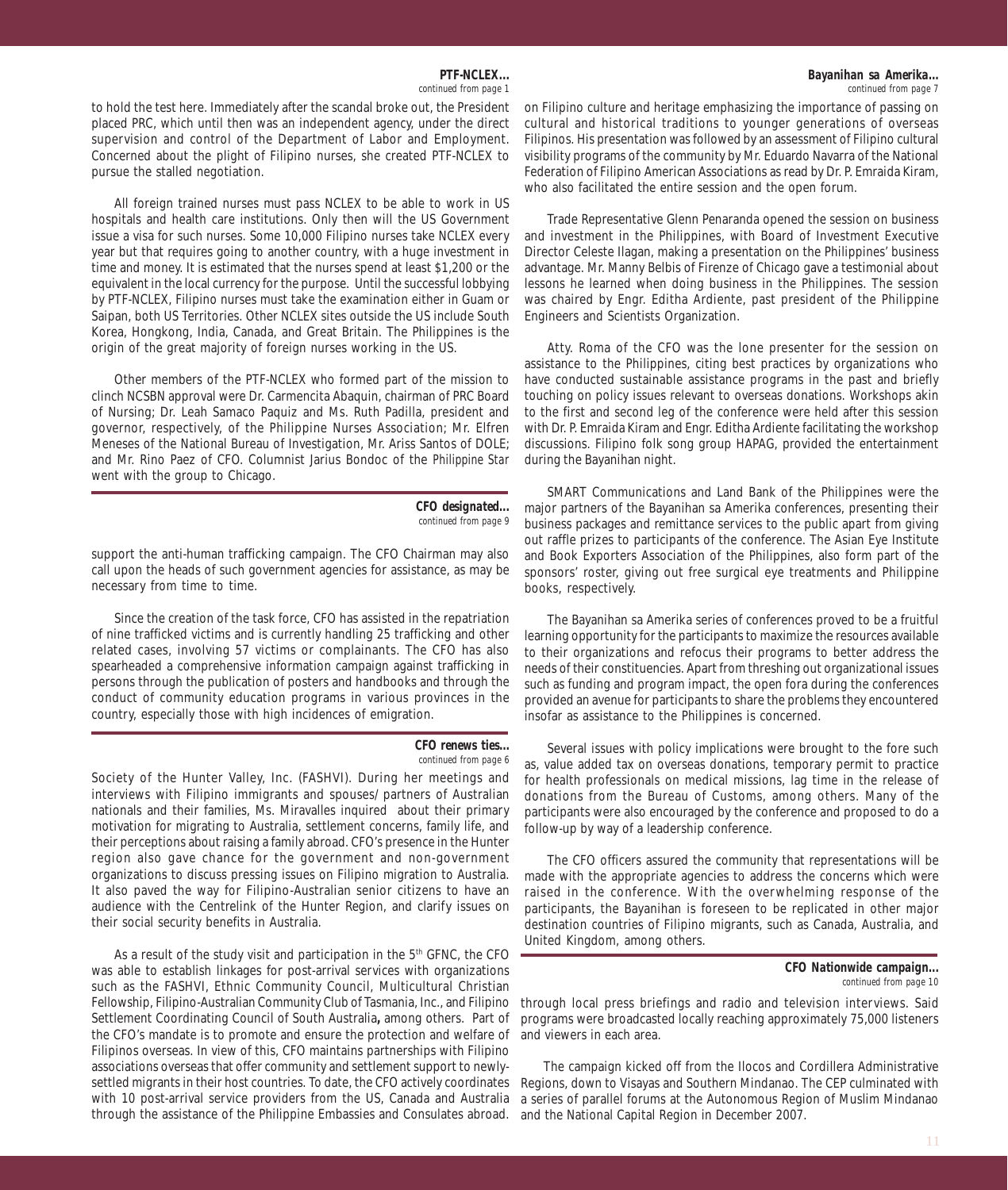**PTF-NCLEX...**
*continued from page 1*

to hold the test here. Immediately after the scandal broke out, the President placed PRC, which until then was an independent agency, under the direct supervision and control of the Department of Labor and Employment. Concerned about the plight of Filipino nurses, she created PTF-NCLEX to pursue the stalled negotiation.

All foreign trained nurses must pass NCLEX to be able to work in US hospitals and health care institutions. Only then will the US Government issue a visa for such nurses. Some 10,000 Filipino nurses take NCLEX every year but that requires going to another country, with a huge investment in time and money. It is estimated that the nurses spend at least $1,200 or the equivalent in the local currency for the purpose. Until the successful lobbying by PTF-NCLEX, Filipino nurses must take the examination either in Guam or Saipan, both US Territories. Other NCLEX sites outside the US include South Korea, Hongkong, India, Canada, and Great Britain. The Philippines is the origin of the great majority of foreign nurses working in the US.

Other members of the PTF-NCLEX who formed part of the mission to clinch NCSBN approval were Dr. Carmencita Abaquin, chairman of PRC Board of Nursing; Dr. Leah Samaco Paquiz and Ms. Ruth Padilla, president and governor, respectively, of the Philippine Nurses Association; Mr. Elfren Meneses of the National Bureau of Investigation, Mr. Ariss Santos of DOLE; and Mr. Rino Paez of CFO. Columnist Jarius Bondoc of the *Philippine Star* went with the group to Chicago.

**CFO designated...**
*continued from page 9*

support the anti-human trafficking campaign. The CFO Chairman may also call upon the heads of such government agencies for assistance, as may be necessary from time to time.

Since the creation of the task force, CFO has assisted in the repatriation of nine trafficked victims and is currently handling 25 trafficking and other related cases, involving 57 victims or complainants. The CFO has also spearheaded a comprehensive information campaign against trafficking in persons through the publication of posters and handbooks and through the conduct of community education programs in various provinces in the country, especially those with high incidences of emigration.

**CFO renews ties...**
*continued from page 6*

Society of the Hunter Valley, Inc. (FASHVI). During her meetings and interviews with Filipino immigrants and spouses/ partners of Australian nationals and their families, Ms. Miravalles inquired about their primary motivation for migrating to Australia, settlement concerns, family life, and their perceptions about raising a family abroad. CFO's presence in the Hunter region also gave chance for the government and non-government organizations to discuss pressing issues on Filipino migration to Australia. It also paved the way for Filipino-Australian senior citizens to have an audience with the Centrelink of the Hunter Region, and clarify issues on their social security benefits in Australia.

As a result of the study visit and participation in the 5th GFNC, the CFO was able to establish linkages for post-arrival services with organizations such as the FASHVI, Ethnic Community Council, Multicultural Christian Fellowship, Filipino-Australian Community Club of Tasmania, Inc., and Filipino Settlement Coordinating Council of South Australia**,** among others. Part of the CFO's mandate is to promote and ensure the protection and welfare of Filipinos overseas. In view of this, CFO maintains partnerships with Filipino associations overseas that offer community and settlement support to newly-settled migrants in their host countries. To date, the CFO actively coordinates with 10 post-arrival service providers from the US, Canada and Australia through the assistance of the Philippine Embassies and Consulates abroad.

**Bayanihan sa Amerika...**
*continued from page 7*

on Filipino culture and heritage emphasizing the importance of passing on cultural and historical traditions to younger generations of overseas Filipinos. His presentation was followed by an assessment of Filipino cultural visibility programs of the community by Mr. Eduardo Navarra of the National Federation of Filipino American Associations as read by Dr. P. Emraida Kiram, who also facilitated the entire session and the open forum.

Trade Representative Glenn Penaranda opened the session on business and investment in the Philippines, with Board of Investment Executive Director Celeste Ilagan, making a presentation on the Philippines' business advantage. Mr. Manny Belbis of Firenze of Chicago gave a testimonial about lessons he learned when doing business in the Philippines. The session was chaired by Engr. Editha Ardiente, past president of the Philippine Engineers and Scientists Organization.

Atty. Roma of the CFO was the lone presenter for the session on assistance to the Philippines, citing best practices by organizations who have conducted sustainable assistance programs in the past and briefly touching on policy issues relevant to overseas donations. Workshops akin to the first and second leg of the conference were held after this session with Dr. P. Emraida Kiram and Engr. Editha Ardiente facilitating the workshop discussions. Filipino folk song group HAPAG, provided the entertainment during the Bayanihan night.

SMART Communications and Land Bank of the Philippines were the major partners of the Bayanihan sa Amerika conferences, presenting their business packages and remittance services to the public apart from giving out raffle prizes to participants of the conference. The Asian Eye Institute and Book Exporters Association of the Philippines, also form part of the sponsors' roster, giving out free surgical eye treatments and Philippine books, respectively.

The Bayanihan sa Amerika series of conferences proved to be a fruitful learning opportunity for the participants to maximize the resources available to their organizations and refocus their programs to better address the needs of their constituencies. Apart from threshing out organizational issues such as funding and program impact, the open fora during the conferences provided an avenue for participants to share the problems they encountered insofar as assistance to the Philippines is concerned.

Several issues with policy implications were brought to the fore such as, value added tax on overseas donations, temporary permit to practice for health professionals on medical missions, lag time in the release of donations from the Bureau of Customs, among others. Many of the participants were also encouraged by the conference and proposed to do a follow-up by way of a leadership conference.

The CFO officers assured the community that representations will be made with the appropriate agencies to address the concerns which were raised in the conference. With the overwhelming response of the participants, the Bayanihan is foreseen to be replicated in other major destination countries of Filipino migrants, such as Canada, Australia, and United Kingdom, among others.

**CFO Nationwide campaign...**
*continued from page 10*

through local press briefings and radio and television interviews. Said programs were broadcasted locally reaching approximately 75,000 listeners and viewers in each area.

The campaign kicked off from the Ilocos and Cordillera Administrative Regions, down to Visayas and Southern Mindanao. The CEP culminated with a series of parallel forums at the Autonomous Region of Muslim Mindanao and the National Capital Region in December 2007.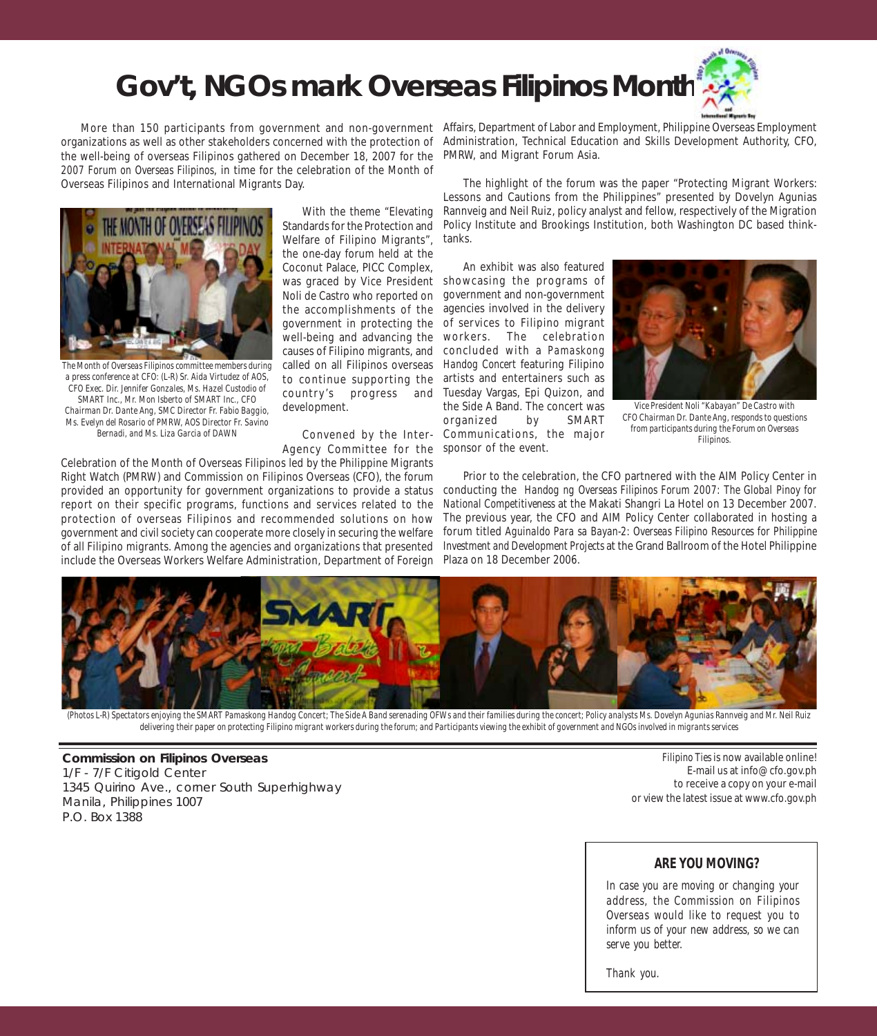# Gov't, NGOs mark Overseas Filipinos Month

More than 150 participants from government and non-government organizations as well as other stakeholders concerned with the protection of the well-being of overseas Filipinos gathered on December 18, 2007 for the *2007 Forum on Overseas Filipinos*, in time for the celebration of the Month of Overseas Filipinos and International Migrants Day.

*The Month of Overseas Filipinos committee members during a press conference at CFO: (L-R) Sr. Aida Virtudez of AOS, CFO Exec. Dir. Jennifer Gonzales, Ms. Hazel Custodio of SMART Inc., Mr. Mon Isberto of SMART Inc., CFO Chairman Dr. Dante Ang, SMC Director Fr. Fabio Baggio, Ms. Evelyn del Rosario of PMRW, AOS Director Fr. Savino Bernadi, and Ms. Liza Garcia of DAWN*

With the theme "Elevating Standards for the Protection and Welfare of Filipino Migrants", the one-day forum held at the Coconut Palace, PICC Complex, was graced by Vice President Noli de Castro who reported on the accomplishments of the government in protecting the well-being and advancing the causes of Filipino migrants, and called on all Filipinos overseas to continue supporting the country's progress and development.

Convened by the Inter-Agency Committee for the Celebration of the Month of Overseas Filipinos led by the Philippine Migrants Right Watch (PMRW) and Commission on Filipinos Overseas (CFO), the forum provided an opportunity for government organizations to provide a status report on their specific programs, functions and services related to the protection of overseas Filipinos and recommended solutions on how government and civil society can cooperate more closely in securing the welfare of all Filipino migrants. Among the agencies and organizations that presented include the Overseas Workers Welfare Administration, Department of Foreign Affairs, Department of Labor and Employment, Philippine Overseas Employment Administration, Technical Education and Skills Development Authority, CFO, PMRW, and Migrant Forum Asia.

The highlight of the forum was the paper "Protecting Migrant Workers: Lessons and Cautions from the Philippines" presented by Dovelyn Agunias Rannveig and Neil Ruiz, policy analyst and fellow, respectively of the Migration Policy Institute and Brookings Institution, both Washington DC based think-tanks.

An exhibit was also featured showcasing the programs of government and non-government agencies involved in the delivery of services to Filipino migrant workers. The celebration concluded with a *Pamaskong Handog Concert* featuring Filipino artists and entertainers such as Tuesday Vargas, Epi Quizon, and the Side A Band. The concert was organized by SMART Communications, the major sponsor of the event.

*Vice President Noli "Kabayan" De Castro with CFO Chairman Dr. Dante Ang, responds to questions from participants during the Forum on Overseas Filipinos.*

Prior to the celebration, the CFO partnered with the AIM Policy Center in conducting the *Handog ng Overseas Filipinos Forum 2007: The Global Pinoy for National Competitiveness* at the Makati Shangri La Hotel on 13 December 2007. The previous year, the CFO and AIM Policy Center collaborated in hosting a forum titled *Aguinaldo Para sa Bayan-2: Overseas Filipino Resources for Philippine Investment and Development Projects* at the Grand Ballroom of the Hotel Philippine Plaza on 18 December 2006.

*(Photos L-R) Spectators enjoying the SMART Pamaskong Handog Concert; The Side A Band serenading OFWs and their families during the concert; Policy analysts Ms. Dovelyn Agunias Rannveig and Mr. Neil Ruiz delivering their paper on protecting Filipino migrant workers during the forum; and Participants viewing the exhibit of government and NGOs involved in migrants services*

**Commission on Filipinos Overseas**
1/F - 7/F Citigold Center
1345 Quirino Ave., corner South Superhighway
Manila, Philippines 1007
P.O. Box 1388

*Filipino Ties* is now available online!
E-mail us at info@cfo.gov.ph
to receive a copy on your e-mail
or view the latest issue at www.cfo.gov.ph

**ARE YOU MOVING?**

*In case you are moving or changing your address, the Commission on Filipinos Overseas would like to request you to inform us of your new address, so we can serve you better.*

*Thank you.*